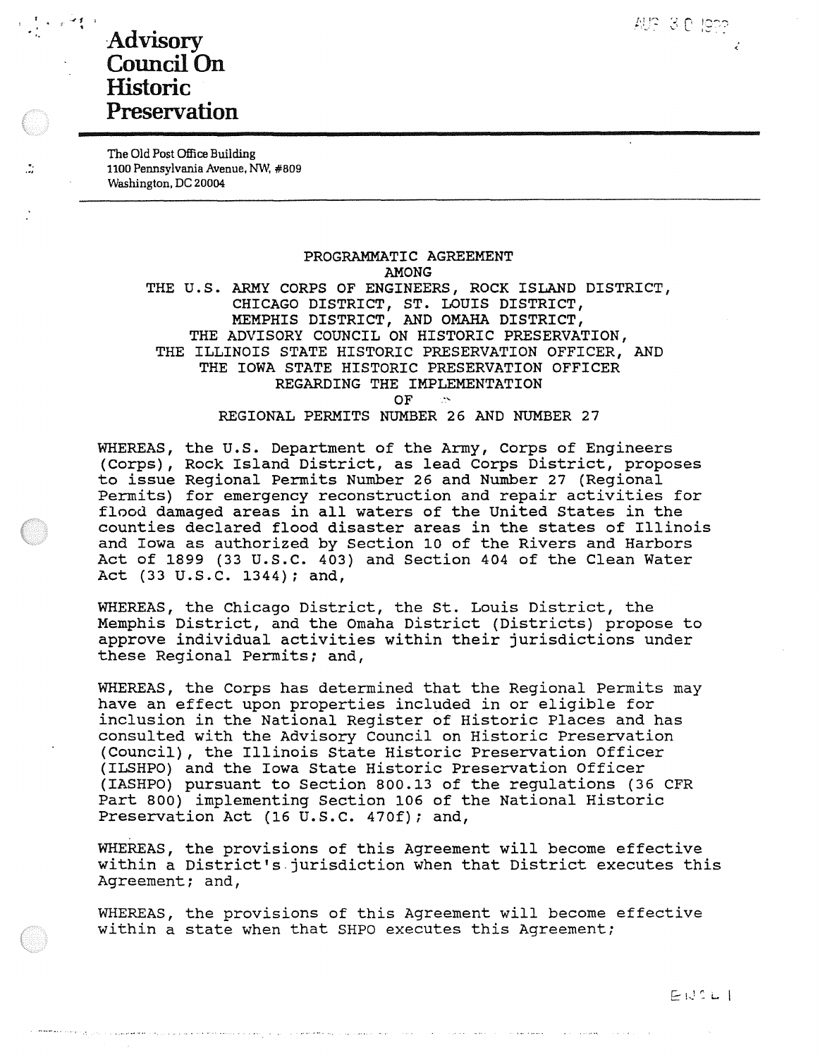# Advisory Council On Historic Preservation

The Old Post Office Building
1100 Pennsylvania Avenue, NW, #809
Washington, DC 20004

PROGRAMMATIC AGREEMENT
AMONG
THE U.S. ARMY CORPS OF ENGINEERS, ROCK ISLAND DISTRICT,
CHICAGO DISTRICT, ST. LOUIS DISTRICT,
MEMPHIS DISTRICT, AND OMAHA DISTRICT,
THE ADVISORY COUNCIL ON HISTORIC PRESERVATION,
THE ILLINOIS STATE HISTORIC PRESERVATION OFFICER, AND
THE IOWA STATE HISTORIC PRESERVATION OFFICER
REGARDING THE IMPLEMENTATION
OF
REGIONAL PERMITS NUMBER 26 AND NUMBER 27

WHEREAS, the U.S. Department of the Army, Corps of Engineers (Corps), Rock Island District, as lead Corps District, proposes to issue Regional Permits Number 26 and Number 27 (Regional Permits) for emergency reconstruction and repair activities for flood damaged areas in all waters of the United States in the counties declared flood disaster areas in the states of Illinois and Iowa as authorized by Section 10 of the Rivers and Harbors Act of 1899 (33 U.S.C. 403) and Section 404 of the Clean Water Act (33 U.S.C. 1344); and,

WHEREAS, the Chicago District, the St. Louis District, the Memphis District, and the Omaha District (Districts) propose to approve individual activities within their jurisdictions under these Regional Permits; and,

WHEREAS, the Corps has determined that the Regional Permits may have an effect upon properties included in or eligible for inclusion in the National Register of Historic Places and has consulted with the Advisory Council on Historic Preservation (Council), the Illinois State Historic Preservation Officer (ILSHPO) and the Iowa State Historic Preservation Officer (IASHPO) pursuant to Section 800.13 of the regulations (36 CFR Part 800) implementing Section 106 of the National Historic Preservation Act (16 U.S.C. 470f); and,

WHEREAS, the provisions of this Agreement will become effective within a District's jurisdiction when that District executes this Agreement; and,

WHEREAS, the provisions of this Agreement will become effective within a state when that SHPO executes this Agreement;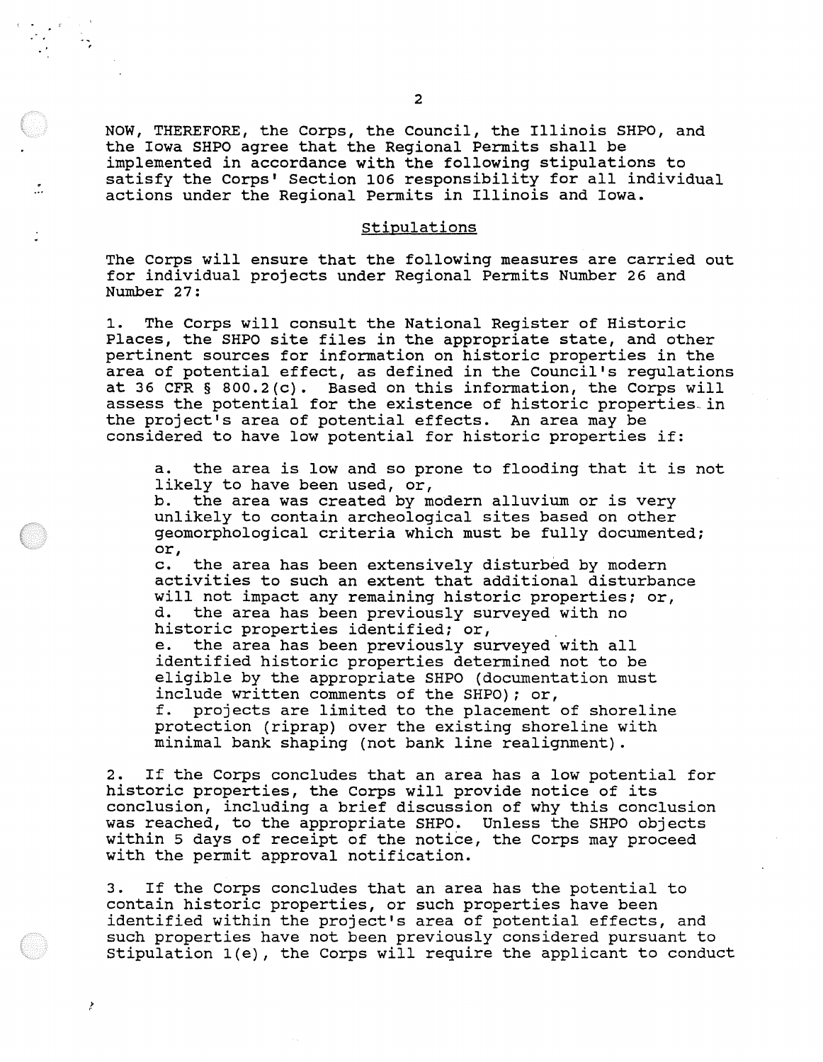NOW, THEREFORE, the Corps, the Council, the Illinois SHPO, and the Iowa SHPO agree that the Regional Permits shall be implemented in accordance with the following stipulations to satisfy the Corps' Section 106 responsibility for all individual actions under the Regional Permits in Illinois and Iowa.

## Stipulations

The Corps will ensure that the following measures are carried out for individual projects under Regional Permits Number 26 and Number 27:

1. The Corps will consult the National Register of Historic Places, the SHPO site files in the appropriate state, and other pertinent sources for information on historic properties in the area of potential effect, as defined in the Council's regulations at 36 CFR § 800.2(c). Based on this information, the Corps will assess the potential for the existence of historic properties in the project's area of potential effects. An area may be considered to have low potential for historic properties if:

    a. the area is low and so prone to flooding that it is not likely to have been used, or,
    b. the area was created by modern alluvium or is very unlikely to contain archeological sites based on other geomorphological criteria which must be fully documented; or,
    c. the area has been extensively disturbed by modern activities to such an extent that additional disturbance will not impact any remaining historic properties; or,
    d. the area has been previously surveyed with no historic properties identified; or,
    e. the area has been previously surveyed with all identified historic properties determined not to be eligible by the appropriate SHPO (documentation must include written comments of the SHPO); or,
    f. projects are limited to the placement of shoreline protection (riprap) over the existing shoreline with minimal bank shaping (not bank line realignment).

2. If the Corps concludes that an area has a low potential for historic properties, the Corps will provide notice of its conclusion, including a brief discussion of why this conclusion was reached, to the appropriate SHPO. Unless the SHPO objects within 5 days of receipt of the notice, the Corps may proceed with the permit approval notification.

3. If the Corps concludes that an area has the potential to contain historic properties, or such properties have been identified within the project's area of potential effects, and such properties have not been previously considered pursuant to Stipulation 1(e), the Corps will require the applicant to conduct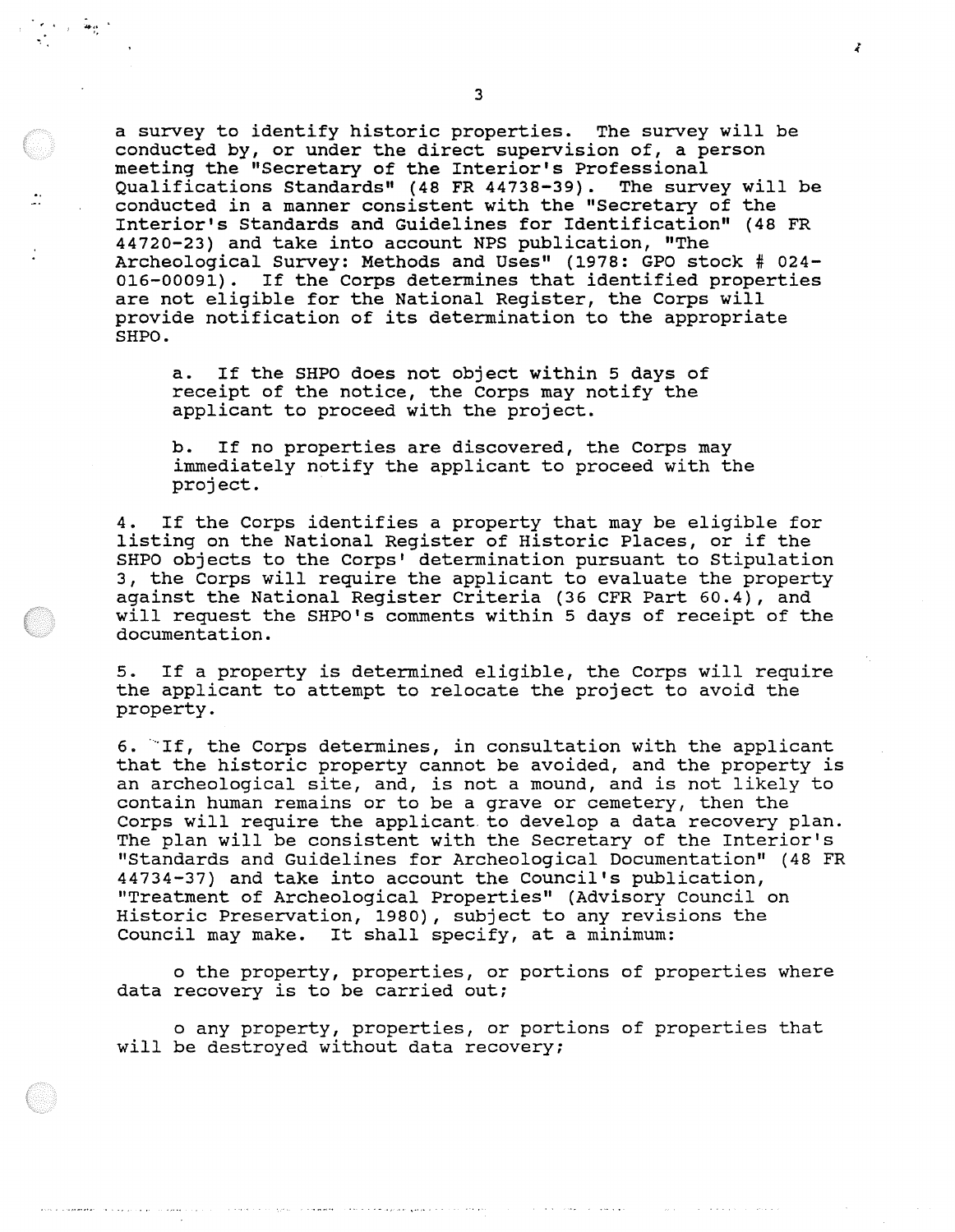a survey to identify historic properties. The survey will be conducted by, or under the direct supervision of, a person meeting the "Secretary of the Interior's Professional Qualifications Standards" (48 FR 44738-39). The survey will be conducted in a manner consistent with the "Secretary of the Interior's Standards and Guidelines for Identification" (48 FR 44720-23) and take into account NPS publication, "The Archeological Survey: Methods and Uses" (1978: GPO stock # 024-016-00091). If the Corps determines that identified properties are not eligible for the National Register, the Corps will provide notification of its determination to the appropriate SHPO.

a. If the SHPO does not object within 5 days of receipt of the notice, the Corps may notify the applicant to proceed with the project.

b. If no properties are discovered, the Corps may immediately notify the applicant to proceed with the project.

4. If the Corps identifies a property that may be eligible for listing on the National Register of Historic Places, or if the SHPO objects to the Corps' determination pursuant to Stipulation 3, the Corps will require the applicant to evaluate the property against the National Register Criteria (36 CFR Part 60.4), and will request the SHPO's comments within 5 days of receipt of the documentation.

5. If a property is determined eligible, the Corps will require the applicant to attempt to relocate the project to avoid the property.

6. If, the Corps determines, in consultation with the applicant that the historic property cannot be avoided, and the property is an archeological site, and, is not a mound, and is not likely to contain human remains or to be a grave or cemetery, then the Corps will require the applicant to develop a data recovery plan. The plan will be consistent with the Secretary of the Interior's "Standards and Guidelines for Archeological Documentation" (48 FR 44734-37) and take into account the Council's publication, "Treatment of Archeological Properties" (Advisory Council on Historic Preservation, 1980), subject to any revisions the Council may make. It shall specify, at a minimum:

- the property, properties, or portions of properties where data recovery is to be carried out;

- any property, properties, or portions of properties that will be destroyed without data recovery;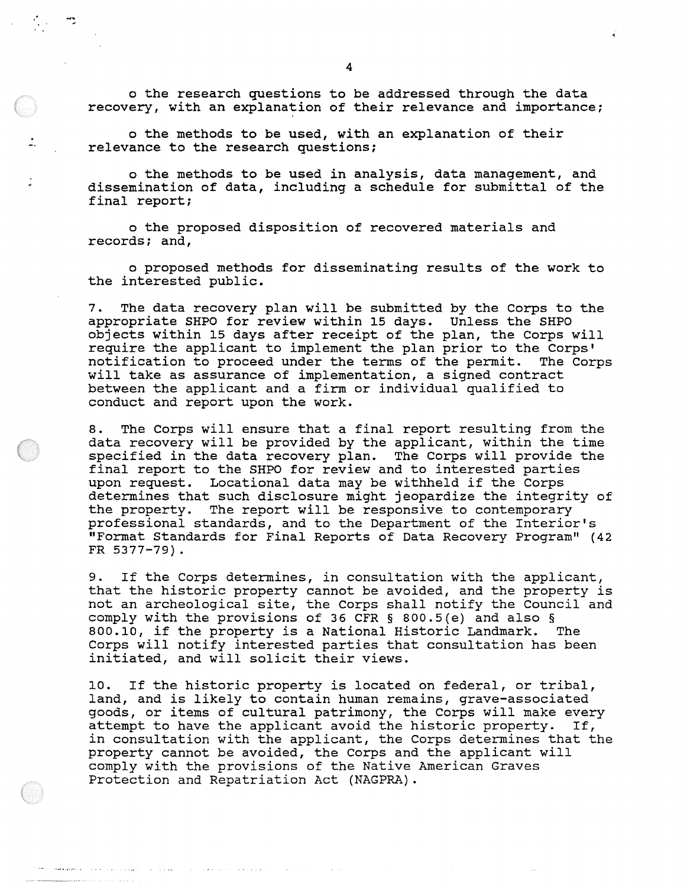o the research questions to be addressed through the data recovery, with an explanation of their relevance and importance;

o the methods to be used, with an explanation of their relevance to the research questions;

o the methods to be used in analysis, data management, and dissemination of data, including a schedule for submittal of the final report;

o the proposed disposition of recovered materials and records; and,

o proposed methods for disseminating results of the work to the interested public.

7. The data recovery plan will be submitted by the Corps to the appropriate SHPO for review within 15 days. Unless the SHPO objects within 15 days after receipt of the plan, the Corps will require the applicant to implement the plan prior to the Corps' notification to proceed under the terms of the permit. The Corps will take as assurance of implementation, a signed contract between the applicant and a firm or individual qualified to conduct and report upon the work.

8. The Corps will ensure that a final report resulting from the data recovery will be provided by the applicant, within the time specified in the data recovery plan. The Corps will provide the final report to the SHPO for review and to interested parties upon request. Locational data may be withheld if the Corps determines that such disclosure might jeopardize the integrity of the property. The report will be responsive to contemporary professional standards, and to the Department of the Interior's "Format Standards for Final Reports of Data Recovery Program" (42 FR 5377-79).

9. If the Corps determines, in consultation with the applicant, that the historic property cannot be avoided, and the property is not an archeological site, the Corps shall notify the Council and comply with the provisions of 36 CFR § 800.5(e) and also § 800.10, if the property is a National Historic Landmark. The Corps will notify interested parties that consultation has been initiated, and will solicit their views.

10. If the historic property is located on federal, or tribal, land, and is likely to contain human remains, grave-associated goods, or items of cultural patrimony, the Corps will make every attempt to have the applicant avoid the historic property. If, in consultation with the applicant, the Corps determines that the property cannot be avoided, the Corps and the applicant will comply with the provisions of the Native American Graves Protection and Repatriation Act (NAGPRA).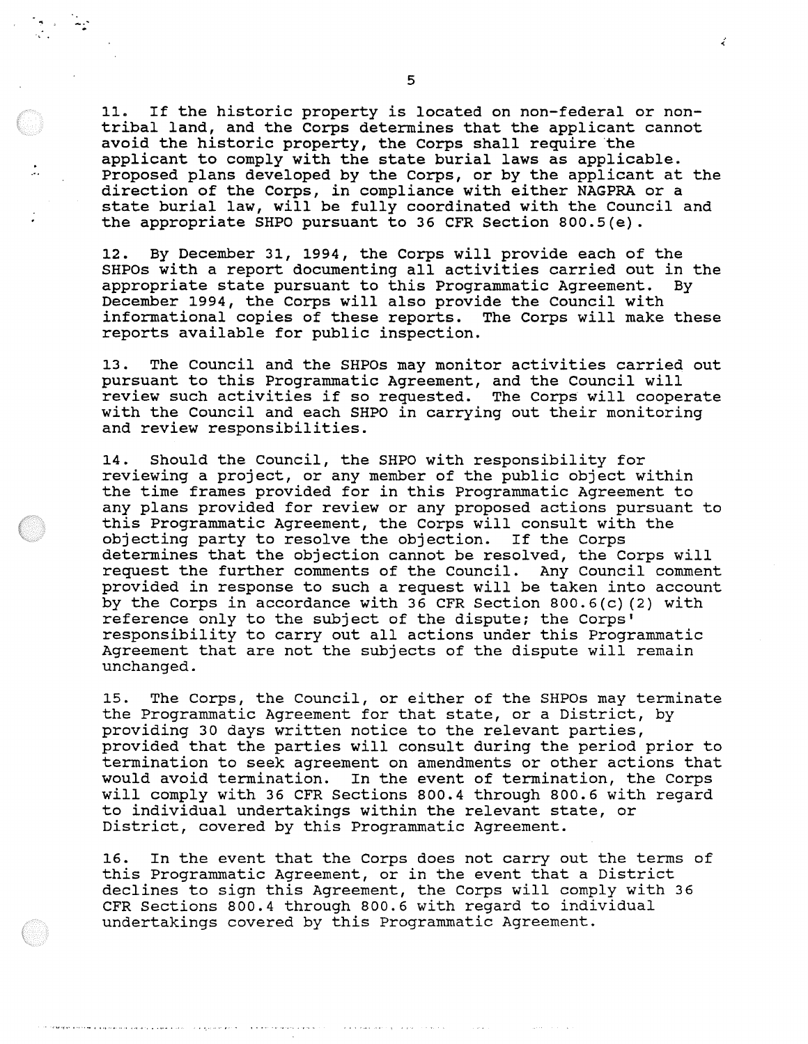11. If the historic property is located on non-federal or non-tribal land, and the Corps determines that the applicant cannot avoid the historic property, the Corps shall require the applicant to comply with the state burial laws as applicable. Proposed plans developed by the Corps, or by the applicant at the direction of the Corps, in compliance with either NAGPRA or a state burial law, will be fully coordinated with the Council and the appropriate SHPO pursuant to 36 CFR Section 800.5(e).

12. By December 31, 1994, the Corps will provide each of the SHPOs with a report documenting all activities carried out in the appropriate state pursuant to this Programmatic Agreement. By December 1994, the Corps will also provide the Council with informational copies of these reports. The Corps will make these reports available for public inspection.

13. The Council and the SHPOs may monitor activities carried out pursuant to this Programmatic Agreement, and the Council will review such activities if so requested. The Corps will cooperate with the Council and each SHPO in carrying out their monitoring and review responsibilities.

14. Should the Council, the SHPO with responsibility for reviewing a project, or any member of the public object within the time frames provided for in this Programmatic Agreement to any plans provided for review or any proposed actions pursuant to this Programmatic Agreement, the Corps will consult with the objecting party to resolve the objection. If the Corps determines that the objection cannot be resolved, the Corps will request the further comments of the Council. Any Council comment provided in response to such a request will be taken into account by the Corps in accordance with 36 CFR Section 800.6(c)(2) with reference only to the subject of the dispute; the Corps' responsibility to carry out all actions under this Programmatic Agreement that are not the subjects of the dispute will remain unchanged.

15. The Corps, the Council, or either of the SHPOs may terminate the Programmatic Agreement for that state, or a District, by providing 30 days written notice to the relevant parties, provided that the parties will consult during the period prior to termination to seek agreement on amendments or other actions that would avoid termination. In the event of termination, the Corps will comply with 36 CFR Sections 800.4 through 800.6 with regard to individual undertakings within the relevant state, or District, covered by this Programmatic Agreement.

16. In the event that the Corps does not carry out the terms of this Programmatic Agreement, or in the event that a District declines to sign this Agreement, the Corps will comply with 36 CFR Sections 800.4 through 800.6 with regard to individual undertakings covered by this Programmatic Agreement.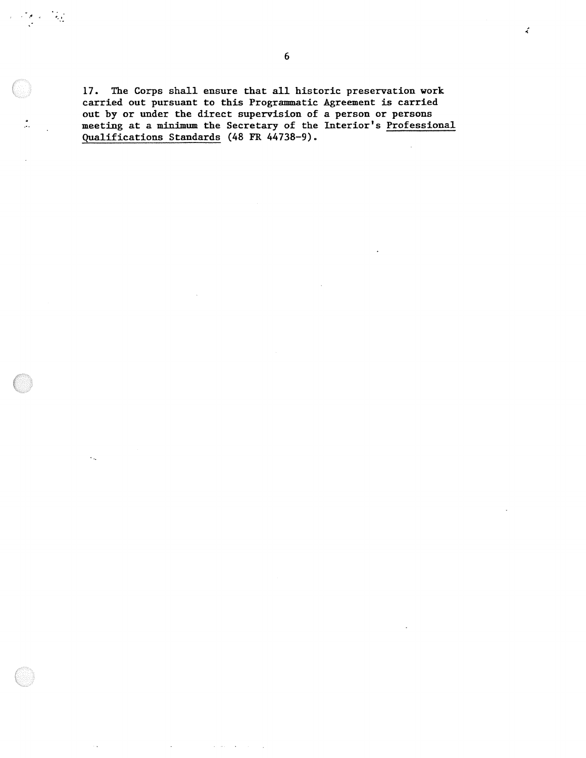17. The Corps shall ensure that all historic preservation work carried out pursuant to this Programmatic Agreement is carried out by or under the direct supervision of a person or persons meeting at a minimum the Secretary of the Interior's Professional Qualifications Standards (48 FR 44738-9).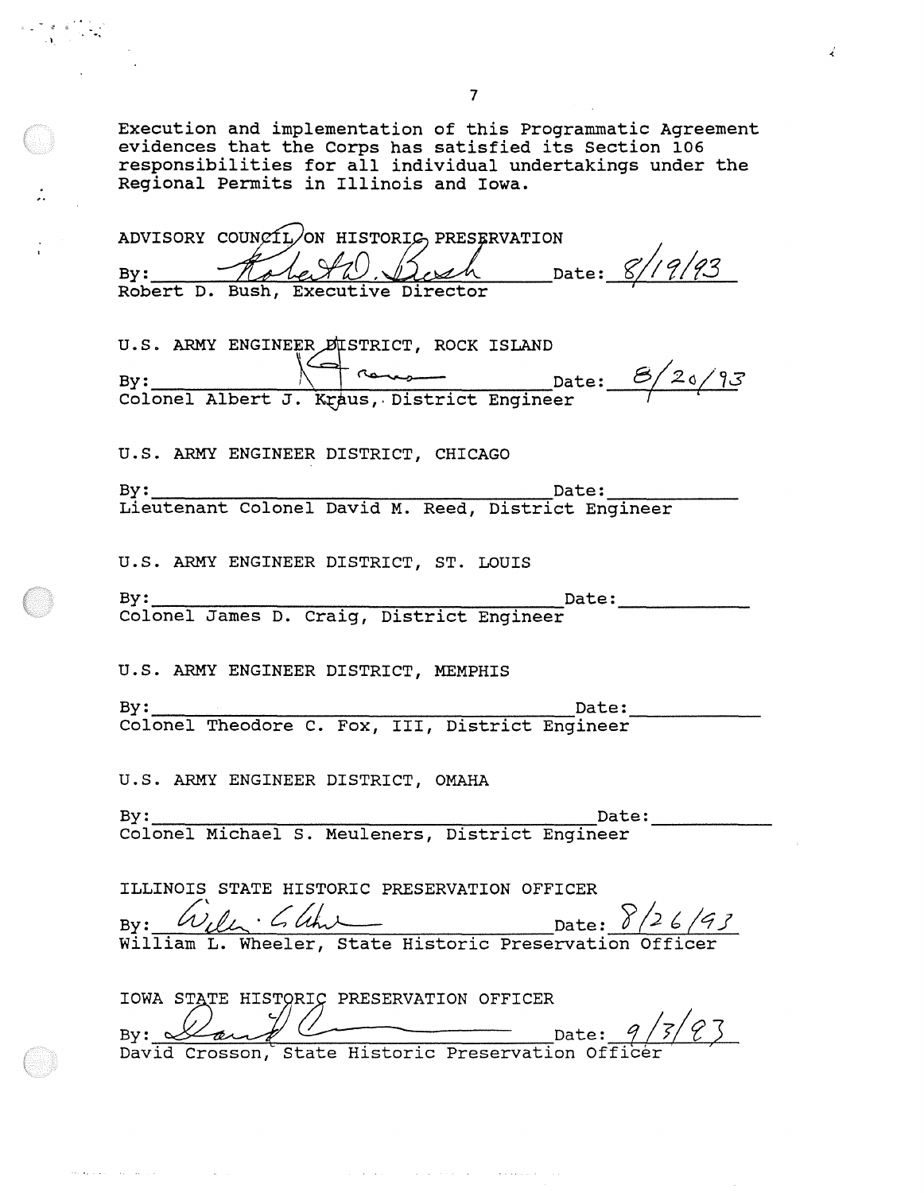Execution and implementation of this Programmatic Agreement evidences that the Corps has satisfied its Section 106 responsibilities for all individual undertakings under the Regional Permits in Illinois and Iowa.

ADVISORY COUNCIL ON HISTORIC PRESERVATION

By: Robert D. Bush Date: 8/19/93
Robert D. Bush, Executive Director

U.S. ARMY ENGINEER DISTRICT, ROCK ISLAND

By: ________________ Date: 8/20/93
Colonel Albert J. Kraus, District Engineer

U.S. ARMY ENGINEER DISTRICT, CHICAGO

By: ________________ Date: ________
Lieutenant Colonel David M. Reed, District Engineer

U.S. ARMY ENGINEER DISTRICT, ST. LOUIS

By: ________________ Date: ________
Colonel James D. Craig, District Engineer

U.S. ARMY ENGINEER DISTRICT, MEMPHIS

By: ________________ Date: ________
Colonel Theodore C. Fox, III, District Engineer

U.S. ARMY ENGINEER DISTRICT, OMAHA

By: ________________ Date: ________
Colonel Michael S. Meuleners, District Engineer

ILLINOIS STATE HISTORIC PRESERVATION OFFICER

By: ________________ Date: 8/26/93
William L. Wheeler, State Historic Preservation Officer

IOWA STATE HISTORIC PRESERVATION OFFICER

By: ________________ Date: 9/3/93
David Crosson, State Historic Preservation Officer